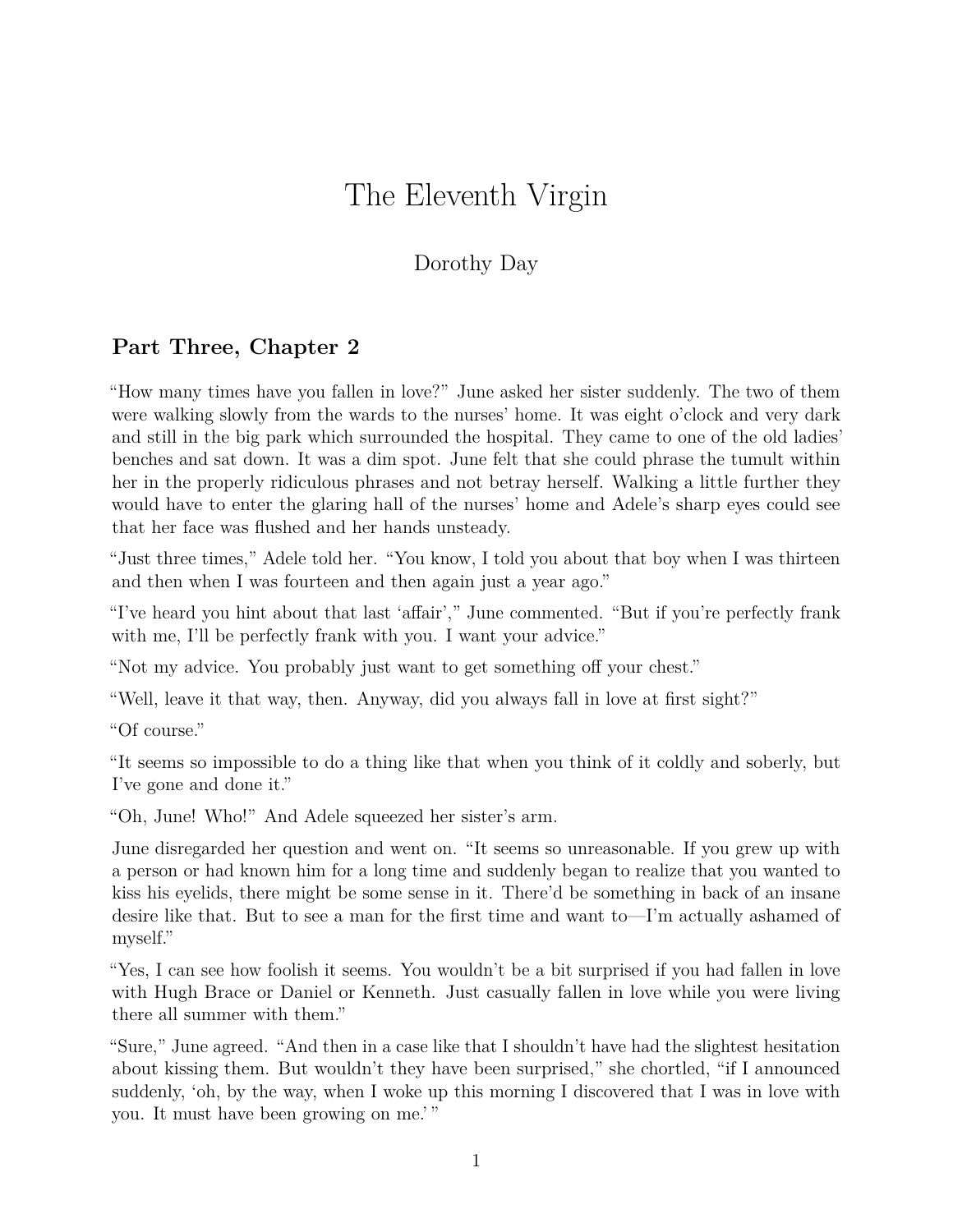# The Eleventh Virgin

Dorothy Day

## Part Three, Chapter 2

"How many times have you fallen in love?" June asked her sister suddenly. The two of them were walking slowly from the wards to the nurses' home. It was eight o'clock and very dark and still in the big park which surrounded the hospital. They came to one of the old ladies' benches and sat down. It was a dim spot. June felt that she could phrase the tumult within her in the properly ridiculous phrases and not betray herself. Walking a little further they would have to enter the glaring hall of the nurses' home and Adele's sharp eyes could see that her face was flushed and her hands unsteady.

"Just three times," Adele told her. "You know, I told you about that boy when I was thirteen and then when I was fourteen and then again just a year ago."

"I've heard you hint about that last 'affair'," June commented. "But if you're perfectly frank with me, I'll be perfectly frank with you. I want your advice."

"Not my advice. You probably just want to get something off your chest."

"Well, leave it that way, then. Anyway, did you always fall in love at first sight?"

"Of course."

"It seems so impossible to do a thing like that when you think of it coldly and soberly, but I've gone and done it."

"Oh, June! Who!" And Adele squeezed her sister's arm.

June disregarded her question and went on. "It seems so unreasonable. If you grew up with a person or had known him for a long time and suddenly began to realize that you wanted to kiss his eyelids, there might be some sense in it. There'd be something in back of an insane desire like that. But to see a man for the first time and want to—I'm actually ashamed of myself."

"Yes, I can see how foolish it seems. You wouldn't be a bit surprised if you had fallen in love with Hugh Brace or Daniel or Kenneth. Just casually fallen in love while you were living there all summer with them."

"Sure," June agreed. "And then in a case like that I shouldn't have had the slightest hesitation about kissing them. But wouldn't they have been surprised," she chortled, "if I announced suddenly, 'oh, by the way, when I woke up this morning I discovered that I was in love with you. It must have been growing on me.' "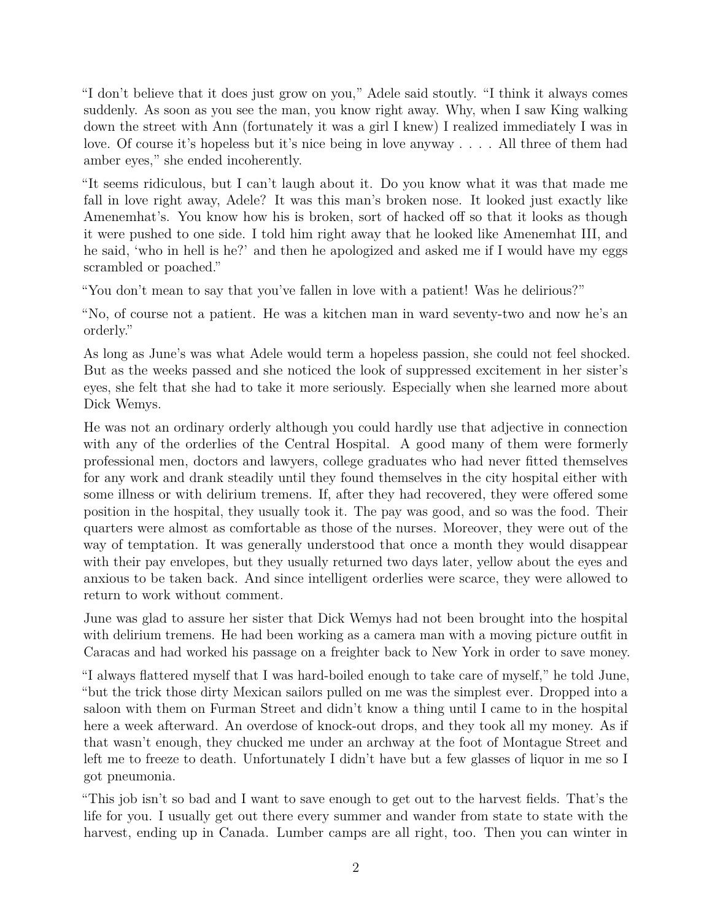"I don't believe that it does just grow on you," Adele said stoutly. "I think it always comes suddenly. As soon as you see the man, you know right away. Why, when I saw King walking down the street with Ann (fortunately it was a girl I knew) I realized immediately I was in love. Of course it's hopeless but it's nice being in love anyway . . . . All three of them had amber eyes," she ended incoherently.

"It seems ridiculous, but I can't laugh about it. Do you know what it was that made me fall in love right away, Adele? It was this man's broken nose. It looked just exactly like Amenemhat's. You know how his is broken, sort of hacked off so that it looks as though it were pushed to one side. I told him right away that he looked like Amenemhat III, and he said, 'who in hell is he?' and then he apologized and asked me if I would have my eggs scrambled or poached."

"You don't mean to say that you've fallen in love with a patient! Was he delirious?"

"No, of course not a patient. He was a kitchen man in ward seventy-two and now he's an orderly."

As long as June's was what Adele would term a hopeless passion, she could not feel shocked. But as the weeks passed and she noticed the look of suppressed excitement in her sister's eyes, she felt that she had to take it more seriously. Especially when she learned more about Dick Wemys.

He was not an ordinary orderly although you could hardly use that adjective in connection with any of the orderlies of the Central Hospital. A good many of them were formerly professional men, doctors and lawyers, college graduates who had never fitted themselves for any work and drank steadily until they found themselves in the city hospital either with some illness or with delirium tremens. If, after they had recovered, they were offered some position in the hospital, they usually took it. The pay was good, and so was the food. Their quarters were almost as comfortable as those of the nurses. Moreover, they were out of the way of temptation. It was generally understood that once a month they would disappear with their pay envelopes, but they usually returned two days later, yellow about the eyes and anxious to be taken back. And since intelligent orderlies were scarce, they were allowed to return to work without comment.

June was glad to assure her sister that Dick Wemys had not been brought into the hospital with delirium tremens. He had been working as a camera man with a moving picture outfit in Caracas and had worked his passage on a freighter back to New York in order to save money.

"I always flattered myself that I was hard-boiled enough to take care of myself," he told June, "but the trick those dirty Mexican sailors pulled on me was the simplest ever. Dropped into a saloon with them on Furman Street and didn't know a thing until I came to in the hospital here a week afterward. An overdose of knock-out drops, and they took all my money. As if that wasn't enough, they chucked me under an archway at the foot of Montague Street and left me to freeze to death. Unfortunately I didn't have but a few glasses of liquor in me so I got pneumonia.

"This job isn't so bad and I want to save enough to get out to the harvest fields. That's the life for you. I usually get out there every summer and wander from state to state with the harvest, ending up in Canada. Lumber camps are all right, too. Then you can winter in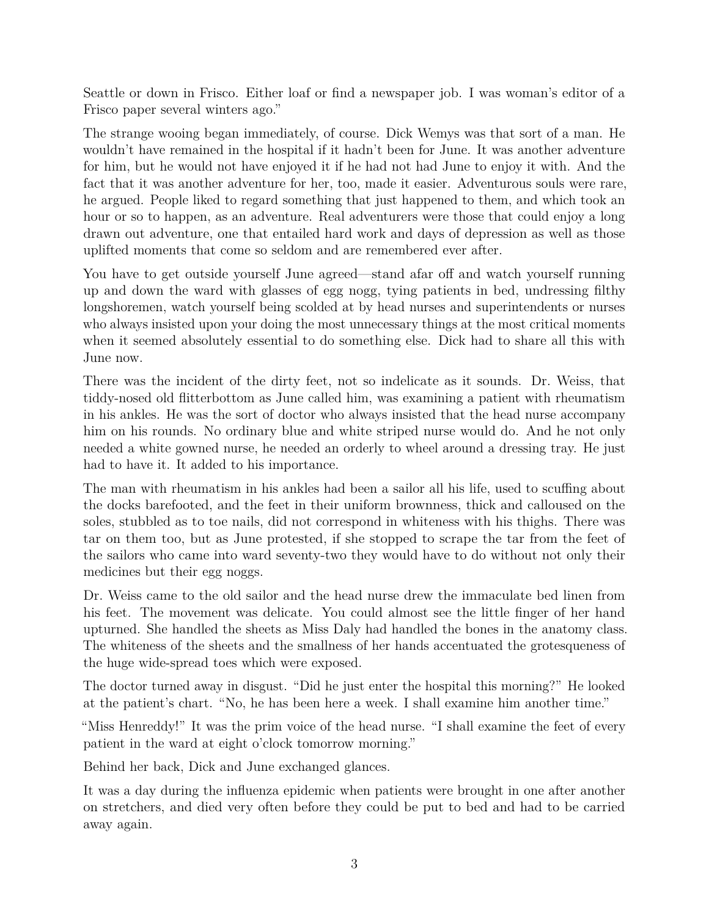Seattle or down in Frisco. Either loaf or find a newspaper job. I was woman's editor of a Frisco paper several winters ago."

The strange wooing began immediately, of course. Dick Wemys was that sort of a man. He wouldn't have remained in the hospital if it hadn't been for June. It was another adventure for him, but he would not have enjoyed it if he had not had June to enjoy it with. And the fact that it was another adventure for her, too, made it easier. Adventurous souls were rare, he argued. People liked to regard something that just happened to them, and which took an hour or so to happen, as an adventure. Real adventurers were those that could enjoy a long drawn out adventure, one that entailed hard work and days of depression as well as those uplifted moments that come so seldom and are remembered ever after.

You have to get outside yourself June agreed—stand afar off and watch yourself running up and down the ward with glasses of egg nogg, tying patients in bed, undressing filthy longshoremen, watch yourself being scolded at by head nurses and superintendents or nurses who always insisted upon your doing the most unnecessary things at the most critical moments when it seemed absolutely essential to do something else. Dick had to share all this with June now.

There was the incident of the dirty feet, not so indelicate as it sounds. Dr. Weiss, that tiddy-nosed old flitterbottom as June called him, was examining a patient with rheumatism in his ankles. He was the sort of doctor who always insisted that the head nurse accompany him on his rounds. No ordinary blue and white striped nurse would do. And he not only needed a white gowned nurse, he needed an orderly to wheel around a dressing tray. He just had to have it. It added to his importance.

The man with rheumatism in his ankles had been a sailor all his life, used to scuffing about the docks barefooted, and the feet in their uniform brownness, thick and calloused on the soles, stubbled as to toe nails, did not correspond in whiteness with his thighs. There was tar on them too, but as June protested, if she stopped to scrape the tar from the feet of the sailors who came into ward seventy-two they would have to do without not only their medicines but their egg noggs.

Dr. Weiss came to the old sailor and the head nurse drew the immaculate bed linen from his feet. The movement was delicate. You could almost see the little finger of her hand upturned. She handled the sheets as Miss Daly had handled the bones in the anatomy class. The whiteness of the sheets and the smallness of her hands accentuated the grotesqueness of the huge wide-spread toes which were exposed.

The doctor turned away in disgust. "Did he just enter the hospital this morning?" He looked at the patient's chart. "No, he has been here a week. I shall examine him another time."

"Miss Henreddy!" It was the prim voice of the head nurse. "I shall examine the feet of every patient in the ward at eight o'clock tomorrow morning."

Behind her back, Dick and June exchanged glances.

It was a day during the influenza epidemic when patients were brought in one after another on stretchers, and died very often before they could be put to bed and had to be carried away again.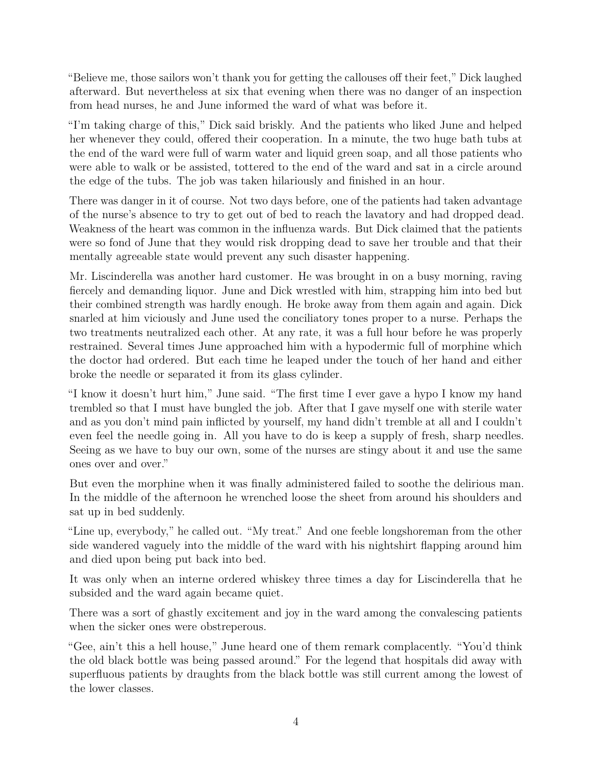“Believe me, those sailors won’t thank you for getting the callouses off their feet,” Dick laughed afterward. But nevertheless at six that evening when there was no danger of an inspection from head nurses, he and June informed the ward of what was before it.

“I’m taking charge of this,” Dick said briskly. And the patients who liked June and helped her whenever they could, offered their cooperation. In a minute, the two huge bath tubs at the end of the ward were full of warm water and liquid green soap, and all those patients who were able to walk or be assisted, tottered to the end of the ward and sat in a circle around the edge of the tubs. The job was taken hilariously and finished in an hour.

There was danger in it of course. Not two days before, one of the patients had taken advantage of the nurse’s absence to try to get out of bed to reach the lavatory and had dropped dead. Weakness of the heart was common in the influenza wards. But Dick claimed that the patients were so fond of June that they would risk dropping dead to save her trouble and that their mentally agreeable state would prevent any such disaster happening.

Mr. Liscinderella was another hard customer. He was brought in on a busy morning, raving fiercely and demanding liquor. June and Dick wrestled with him, strapping him into bed but their combined strength was hardly enough. He broke away from them again and again. Dick snarled at him viciously and June used the conciliatory tones proper to a nurse. Perhaps the two treatments neutralized each other. At any rate, it was a full hour before he was properly restrained. Several times June approached him with a hypodermic full of morphine which the doctor had ordered. But each time he leaped under the touch of her hand and either broke the needle or separated it from its glass cylinder.

“I know it doesn’t hurt him,” June said. “The first time I ever gave a hypo I know my hand trembled so that I must have bungled the job. After that I gave myself one with sterile water and as you don’t mind pain inflicted by yourself, my hand didn’t tremble at all and I couldn’t even feel the needle going in. All you have to do is keep a supply of fresh, sharp needles. Seeing as we have to buy our own, some of the nurses are stingy about it and use the same ones over and over.”

But even the morphine when it was finally administered failed to soothe the delirious man. In the middle of the afternoon he wrenched loose the sheet from around his shoulders and sat up in bed suddenly.

“Line up, everybody,” he called out. “My treat.” And one feeble longshoreman from the other side wandered vaguely into the middle of the ward with his nightshirt flapping around him and died upon being put back into bed.

It was only when an interne ordered whiskey three times a day for Liscinderella that he subsided and the ward again became quiet.

There was a sort of ghastly excitement and joy in the ward among the convalescing patients when the sicker ones were obstreperous.

“Gee, ain’t this a hell house,” June heard one of them remark complacently. “You’d think the old black bottle was being passed around.” For the legend that hospitals did away with superfluous patients by draughts from the black bottle was still current among the lowest of the lower classes.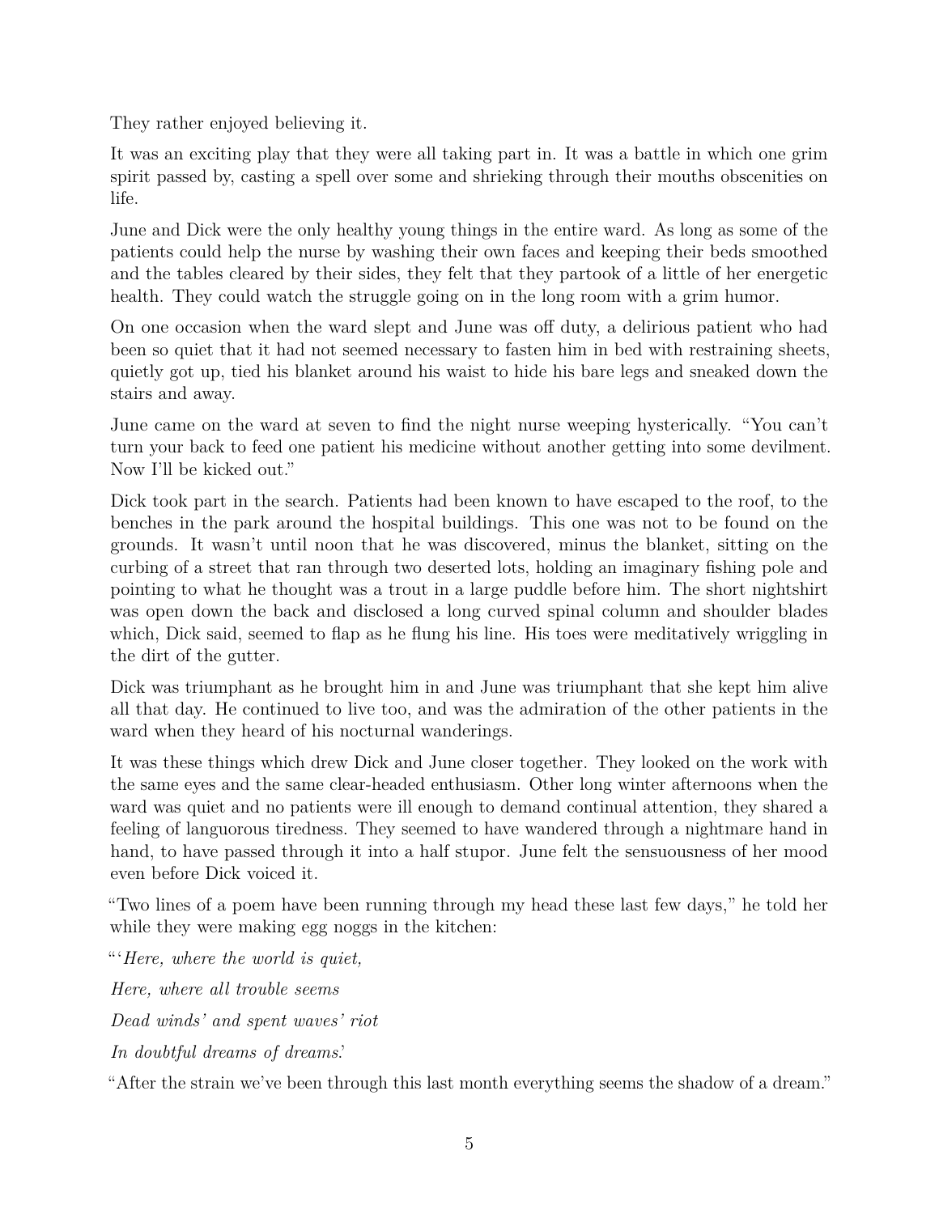They rather enjoyed believing it.

It was an exciting play that they were all taking part in. It was a battle in which one grim spirit passed by, casting a spell over some and shrieking through their mouths obscenities on life.

June and Dick were the only healthy young things in the entire ward. As long as some of the patients could help the nurse by washing their own faces and keeping their beds smoothed and the tables cleared by their sides, they felt that they partook of a little of her energetic health. They could watch the struggle going on in the long room with a grim humor.

On one occasion when the ward slept and June was off duty, a delirious patient who had been so quiet that it had not seemed necessary to fasten him in bed with restraining sheets, quietly got up, tied his blanket around his waist to hide his bare legs and sneaked down the stairs and away.

June came on the ward at seven to find the night nurse weeping hysterically. "You can't turn your back to feed one patient his medicine without another getting into some devilment. Now I'll be kicked out."

Dick took part in the search. Patients had been known to have escaped to the roof, to the benches in the park around the hospital buildings. This one was not to be found on the grounds. It wasn't until noon that he was discovered, minus the blanket, sitting on the curbing of a street that ran through two deserted lots, holding an imaginary fishing pole and pointing to what he thought was a trout in a large puddle before him. The short nightshirt was open down the back and disclosed a long curved spinal column and shoulder blades which, Dick said, seemed to flap as he flung his line. His toes were meditatively wriggling in the dirt of the gutter.

Dick was triumphant as he brought him in and June was triumphant that she kept him alive all that day. He continued to live too, and was the admiration of the other patients in the ward when they heard of his nocturnal wanderings.

It was these things which drew Dick and June closer together. They looked on the work with the same eyes and the same clear-headed enthusiasm. Other long winter afternoons when the ward was quiet and no patients were ill enough to demand continual attention, they shared a feeling of languorous tiredness. They seemed to have wandered through a nightmare hand in hand, to have passed through it into a half stupor. June felt the sensuousness of her mood even before Dick voiced it.

"Two lines of a poem have been running through my head these last few days," he told her while they were making egg noggs in the kitchen:

"'*Here, where the world is quiet,*

*Here, where all trouble seems*

*Dead winds' and spent waves' riot*

*In doubtful dreams of dreams*.'

"After the strain we've been through this last month everything seems the shadow of a dream."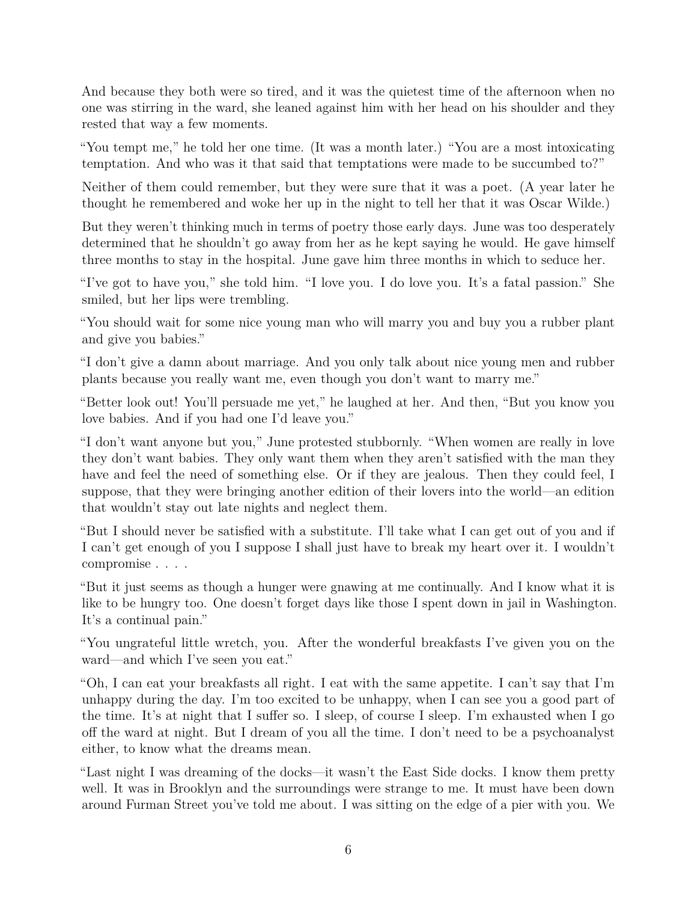And because they both were so tired, and it was the quietest time of the afternoon when no one was stirring in the ward, she leaned against him with her head on his shoulder and they rested that way a few moments.

"You tempt me," he told her one time. (It was a month later.) "You are a most intoxicating temptation. And who was it that said that temptations were made to be succumbed to?"

Neither of them could remember, but they were sure that it was a poet. (A year later he thought he remembered and woke her up in the night to tell her that it was Oscar Wilde.)

But they weren't thinking much in terms of poetry those early days. June was too desperately determined that he shouldn't go away from her as he kept saying he would. He gave himself three months to stay in the hospital. June gave him three months in which to seduce her.

"I've got to have you," she told him. "I love you. I do love you. It's a fatal passion." She smiled, but her lips were trembling.

"You should wait for some nice young man who will marry you and buy you a rubber plant and give you babies."

"I don't give a damn about marriage. And you only talk about nice young men and rubber plants because you really want me, even though you don't want to marry me."

"Better look out! You'll persuade me yet," he laughed at her. And then, "But you know you love babies. And if you had one I'd leave you."

"I don't want anyone but you," June protested stubbornly. "When women are really in love they don't want babies. They only want them when they aren't satisfied with the man they have and feel the need of something else. Or if they are jealous. Then they could feel, I suppose, that they were bringing another edition of their lovers into the world—an edition that wouldn't stay out late nights and neglect them.

"But I should never be satisfied with a substitute. I'll take what I can get out of you and if I can't get enough of you I suppose I shall just have to break my heart over it. I wouldn't compromise . . . .

"But it just seems as though a hunger were gnawing at me continually. And I know what it is like to be hungry too. One doesn't forget days like those I spent down in jail in Washington. It's a continual pain."

"You ungrateful little wretch, you. After the wonderful breakfasts I've given you on the ward—and which I've seen you eat."

"Oh, I can eat your breakfasts all right. I eat with the same appetite. I can't say that I'm unhappy during the day. I'm too excited to be unhappy, when I can see you a good part of the time. It's at night that I suffer so. I sleep, of course I sleep. I'm exhausted when I go off the ward at night. But I dream of you all the time. I don't need to be a psychoanalyst either, to know what the dreams mean.

"Last night I was dreaming of the docks—it wasn't the East Side docks. I know them pretty well. It was in Brooklyn and the surroundings were strange to me. It must have been down around Furman Street you've told me about. I was sitting on the edge of a pier with you. We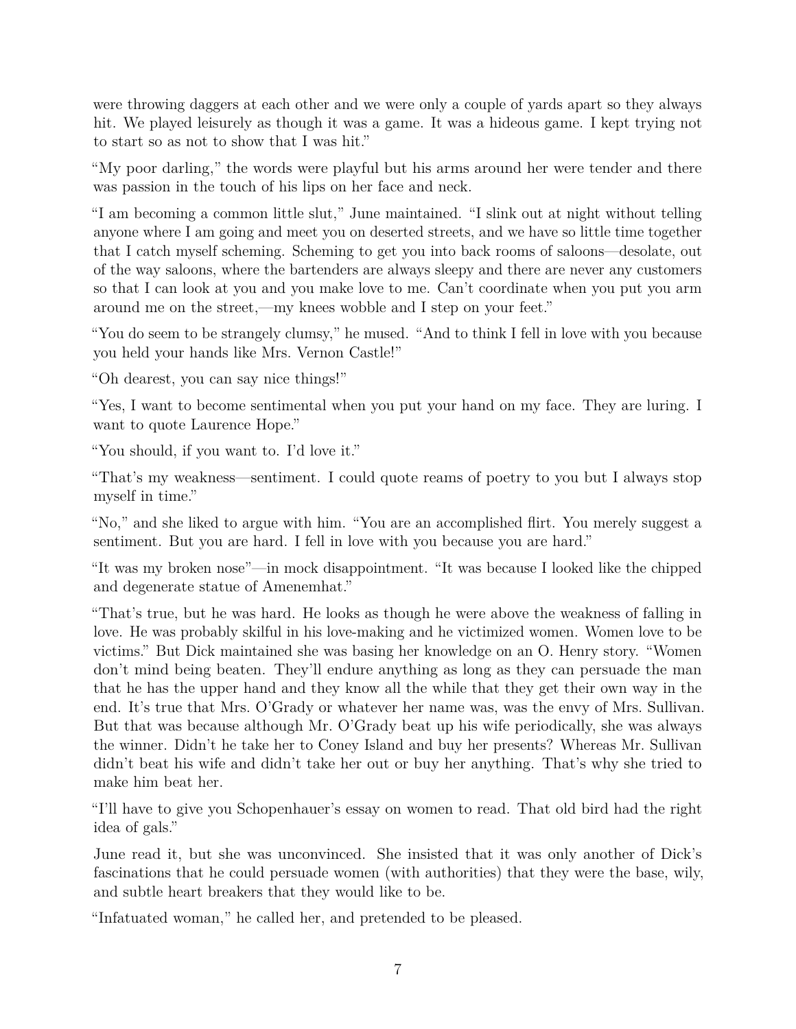were throwing daggers at each other and we were only a couple of yards apart so they always hit. We played leisurely as though it was a game. It was a hideous game. I kept trying not to start so as not to show that I was hit."

"My poor darling," the words were playful but his arms around her were tender and there was passion in the touch of his lips on her face and neck.

"I am becoming a common little slut," June maintained. "I slink out at night without telling anyone where I am going and meet you on deserted streets, and we have so little time together that I catch myself scheming. Scheming to get you into back rooms of saloons—desolate, out of the way saloons, where the bartenders are always sleepy and there are never any customers so that I can look at you and you make love to me. Can't coordinate when you put you arm around me on the street,—my knees wobble and I step on your feet."

"You do seem to be strangely clumsy," he mused. "And to think I fell in love with you because you held your hands like Mrs. Vernon Castle!"

"Oh dearest, you can say nice things!"

"Yes, I want to become sentimental when you put your hand on my face. They are luring. I want to quote Laurence Hope."

"You should, if you want to. I'd love it."

"That's my weakness—sentiment. I could quote reams of poetry to you but I always stop myself in time."

"No," and she liked to argue with him. "You are an accomplished flirt. You merely suggest a sentiment. But you are hard. I fell in love with you because you are hard."

"It was my broken nose"—in mock disappointment. "It was because I looked like the chipped and degenerate statue of Amenemhat."

"That's true, but he was hard. He looks as though he were above the weakness of falling in love. He was probably skilful in his love-making and he victimized women. Women love to be victims." But Dick maintained she was basing her knowledge on an O. Henry story. "Women don't mind being beaten. They'll endure anything as long as they can persuade the man that he has the upper hand and they know all the while that they get their own way in the end. It's true that Mrs. O'Grady or whatever her name was, was the envy of Mrs. Sullivan. But that was because although Mr. O'Grady beat up his wife periodically, she was always the winner. Didn't he take her to Coney Island and buy her presents? Whereas Mr. Sullivan didn't beat his wife and didn't take her out or buy her anything. That's why she tried to make him beat her.

"I'll have to give you Schopenhauer's essay on women to read. That old bird had the right idea of gals."

June read it, but she was unconvinced. She insisted that it was only another of Dick's fascinations that he could persuade women (with authorities) that they were the base, wily, and subtle heart breakers that they would like to be.

"Infatuated woman," he called her, and pretended to be pleased.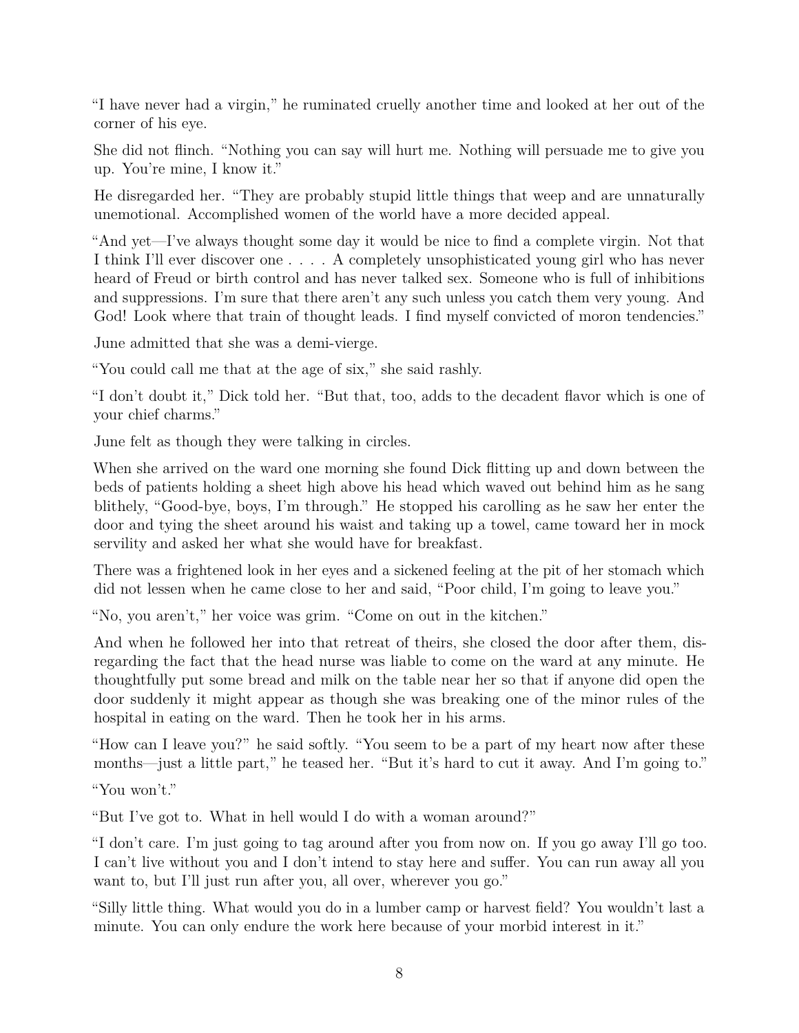"I have never had a virgin," he ruminated cruelly another time and looked at her out of the corner of his eye.

She did not flinch. "Nothing you can say will hurt me. Nothing will persuade me to give you up. You're mine, I know it."

He disregarded her. "They are probably stupid little things that weep and are unnaturally unemotional. Accomplished women of the world have a more decided appeal.

"And yet—I've always thought some day it would be nice to find a complete virgin. Not that I think I'll ever discover one . . . . A completely unsophisticated young girl who has never heard of Freud or birth control and has never talked sex. Someone who is full of inhibitions and suppressions. I'm sure that there aren't any such unless you catch them very young. And God! Look where that train of thought leads. I find myself convicted of moron tendencies."

June admitted that she was a demi-vierge.

"You could call me that at the age of six," she said rashly.

"I don't doubt it," Dick told her. "But that, too, adds to the decadent flavor which is one of your chief charms."

June felt as though they were talking in circles.

When she arrived on the ward one morning she found Dick flitting up and down between the beds of patients holding a sheet high above his head which waved out behind him as he sang blithely, "Good-bye, boys, I'm through." He stopped his carolling as he saw her enter the door and tying the sheet around his waist and taking up a towel, came toward her in mock servility and asked her what she would have for breakfast.

There was a frightened look in her eyes and a sickened feeling at the pit of her stomach which did not lessen when he came close to her and said, "Poor child, I'm going to leave you."

"No, you aren't," her voice was grim. "Come on out in the kitchen."

And when he followed her into that retreat of theirs, she closed the door after them, disregarding the fact that the head nurse was liable to come on the ward at any minute. He thoughtfully put some bread and milk on the table near her so that if anyone did open the door suddenly it might appear as though she was breaking one of the minor rules of the hospital in eating on the ward. Then he took her in his arms.

"How can I leave you?" he said softly. "You seem to be a part of my heart now after these months—just a little part," he teased her. "But it's hard to cut it away. And I'm going to."

"You won't."

"But I've got to. What in hell would I do with a woman around?"

"I don't care. I'm just going to tag around after you from now on. If you go away I'll go too. I can't live without you and I don't intend to stay here and suffer. You can run away all you want to, but I'll just run after you, all over, wherever you go."

"Silly little thing. What would you do in a lumber camp or harvest field? You wouldn't last a minute. You can only endure the work here because of your morbid interest in it."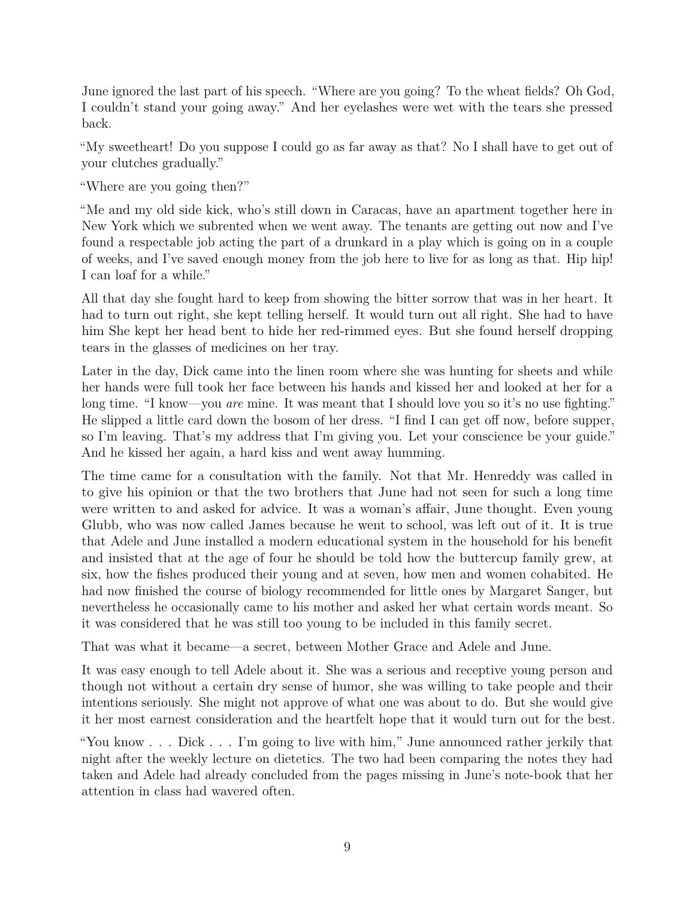June ignored the last part of his speech. "Where are you going? To the wheat fields? Oh God, I couldn't stand your going away." And her eyelashes were wet with the tears she pressed back.

"My sweetheart! Do you suppose I could go as far away as that? No I shall have to get out of your clutches gradually."

"Where are you going then?"

"Me and my old side kick, who's still down in Caracas, have an apartment together here in New York which we subrented when we went away. The tenants are getting out now and I've found a respectable job acting the part of a drunkard in a play which is going on in a couple of weeks, and I've saved enough money from the job here to live for as long as that. Hip hip! I can loaf for a while."

All that day she fought hard to keep from showing the bitter sorrow that was in her heart. It had to turn out right, she kept telling herself. It would turn out all right. She had to have him She kept her head bent to hide her red-rimmed eyes. But she found herself dropping tears in the glasses of medicines on her tray.

Later in the day, Dick came into the linen room where she was hunting for sheets and while her hands were full took her face between his hands and kissed her and looked at her for a long time. "I know—you *are* mine. It was meant that I should love you so it's no use fighting." He slipped a little card down the bosom of her dress. "I find I can get off now, before supper, so I'm leaving. That's my address that I'm giving you. Let your conscience be your guide." And he kissed her again, a hard kiss and went away humming.

The time came for a consultation with the family. Not that Mr. Henreddy was called in to give his opinion or that the two brothers that June had not seen for such a long time were written to and asked for advice. It was a woman's affair, June thought. Even young Glubb, who was now called James because he went to school, was left out of it. It is true that Adele and June installed a modern educational system in the household for his benefit and insisted that at the age of four he should be told how the buttercup family grew, at six, how the fishes produced their young and at seven, how men and women cohabited. He had now finished the course of biology recommended for little ones by Margaret Sanger, but nevertheless he occasionally came to his mother and asked her what certain words meant. So it was considered that he was still too young to be included in this family secret.

That was what it became—a secret, between Mother Grace and Adele and June.

It was easy enough to tell Adele about it. She was a serious and receptive young person and though not without a certain dry sense of humor, she was willing to take people and their intentions seriously. She might not approve of what one was about to do. But she would give it her most earnest consideration and the heartfelt hope that it would turn out for the best.

"You know . . . Dick . . . I'm going to live with him," June announced rather jerkily that night after the weekly lecture on dietetics. The two had been comparing the notes they had taken and Adele had already concluded from the pages missing in June's note-book that her attention in class had wavered often.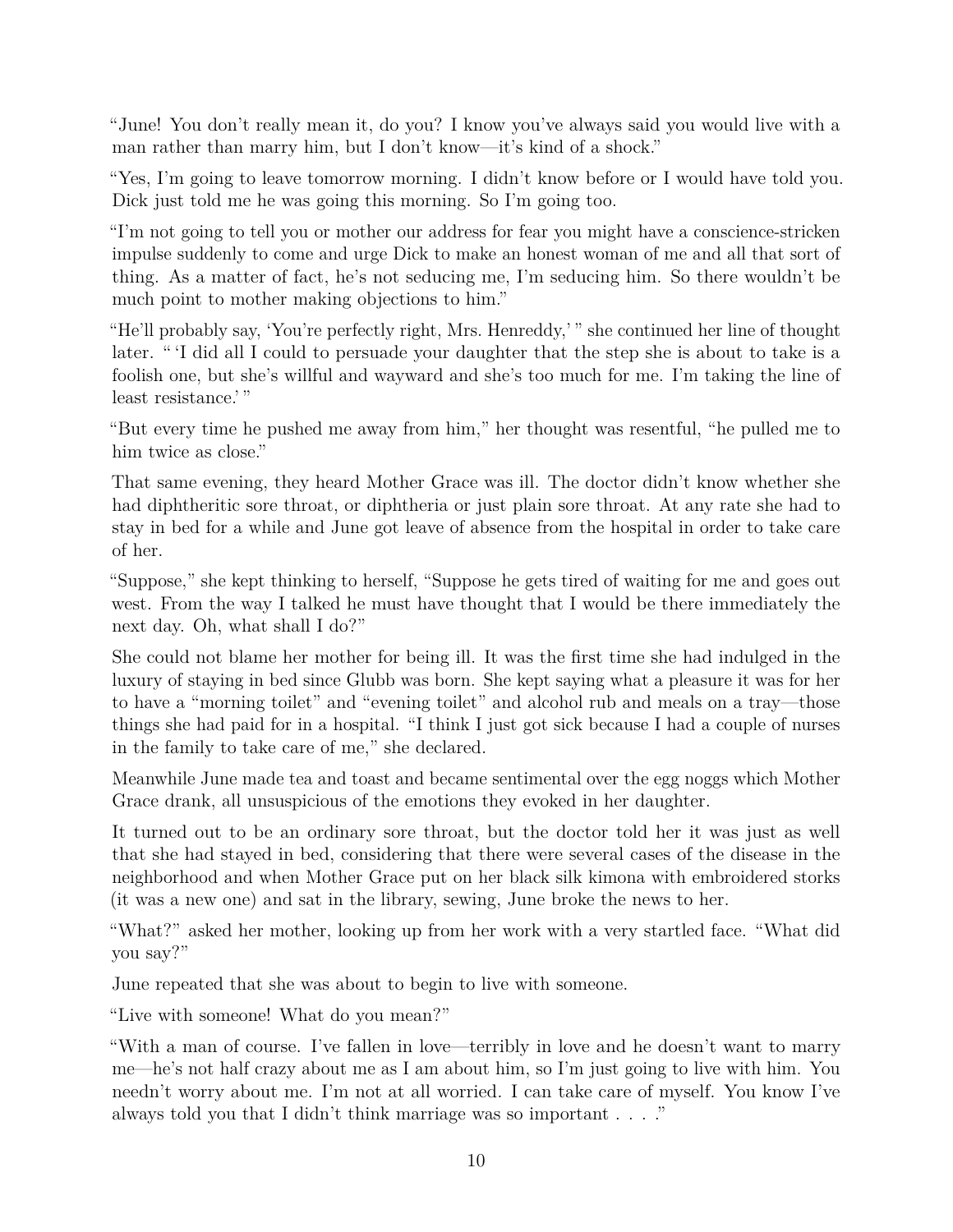"June! You don't really mean it, do you? I know you've always said you would live with a man rather than marry him, but I don't know—it's kind of a shock."

"Yes, I'm going to leave tomorrow morning. I didn't know before or I would have told you. Dick just told me he was going this morning. So I'm going too.

"I'm not going to tell you or mother our address for fear you might have a conscience-stricken impulse suddenly to come and urge Dick to make an honest woman of me and all that sort of thing. As a matter of fact, he's not seducing me, I'm seducing him. So there wouldn't be much point to mother making objections to him."

"He'll probably say, 'You're perfectly right, Mrs. Henreddy,' " she continued her line of thought later. " 'I did all I could to persuade your daughter that the step she is about to take is a foolish one, but she's willful and wayward and she's too much for me. I'm taking the line of least resistance.' "

"But every time he pushed me away from him," her thought was resentful, "he pulled me to him twice as close."

That same evening, they heard Mother Grace was ill. The doctor didn't know whether she had diphtheritic sore throat, or diphtheria or just plain sore throat. At any rate she had to stay in bed for a while and June got leave of absence from the hospital in order to take care of her.

"Suppose," she kept thinking to herself, "Suppose he gets tired of waiting for me and goes out west. From the way I talked he must have thought that I would be there immediately the next day. Oh, what shall I do?"

She could not blame her mother for being ill. It was the first time she had indulged in the luxury of staying in bed since Glubb was born. She kept saying what a pleasure it was for her to have a "morning toilet" and "evening toilet" and alcohol rub and meals on a tray—those things she had paid for in a hospital. "I think I just got sick because I had a couple of nurses in the family to take care of me," she declared.

Meanwhile June made tea and toast and became sentimental over the egg noggs which Mother Grace drank, all unsuspicious of the emotions they evoked in her daughter.

It turned out to be an ordinary sore throat, but the doctor told her it was just as well that she had stayed in bed, considering that there were several cases of the disease in the neighborhood and when Mother Grace put on her black silk kimona with embroidered storks (it was a new one) and sat in the library, sewing, June broke the news to her.

"What?" asked her mother, looking up from her work with a very startled face. "What did you say?"

June repeated that she was about to begin to live with someone.

"Live with someone! What do you mean?"

"With a man of course. I've fallen in love—terribly in love and he doesn't want to marry me—he's not half crazy about me as I am about him, so I'm just going to live with him. You needn't worry about me. I'm not at all worried. I can take care of myself. You know I've always told you that I didn't think marriage was so important . . . ."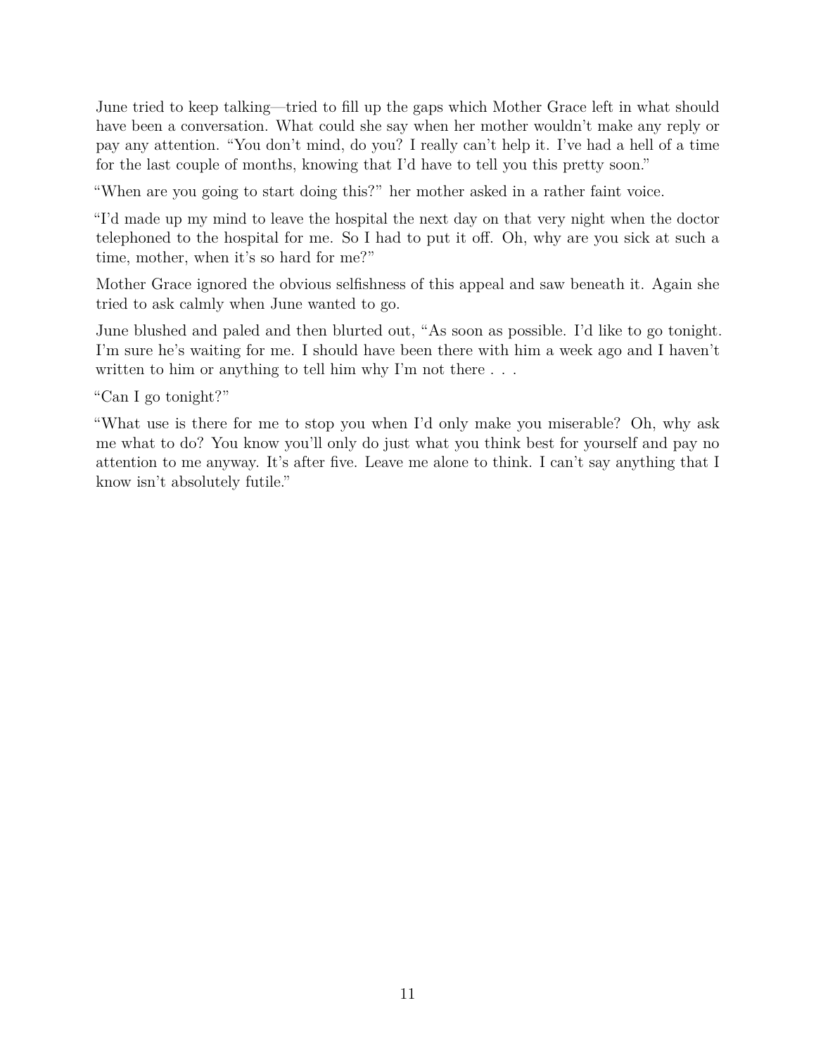June tried to keep talking—tried to fill up the gaps which Mother Grace left in what should have been a conversation. What could she say when her mother wouldn't make any reply or pay any attention. "You don't mind, do you? I really can't help it. I've had a hell of a time for the last couple of months, knowing that I'd have to tell you this pretty soon."

"When are you going to start doing this?" her mother asked in a rather faint voice.

"I'd made up my mind to leave the hospital the next day on that very night when the doctor telephoned to the hospital for me. So I had to put it off. Oh, why are you sick at such a time, mother, when it's so hard for me?"

Mother Grace ignored the obvious selfishness of this appeal and saw beneath it. Again she tried to ask calmly when June wanted to go.

June blushed and paled and then blurted out, "As soon as possible. I'd like to go tonight. I'm sure he's waiting for me. I should have been there with him a week ago and I haven't written to him or anything to tell him why I'm not there . . .

"Can I go tonight?"

"What use is there for me to stop you when I'd only make you miserable? Oh, why ask me what to do? You know you'll only do just what you think best for yourself and pay no attention to me anyway. It's after five. Leave me alone to think. I can't say anything that I know isn't absolutely futile."